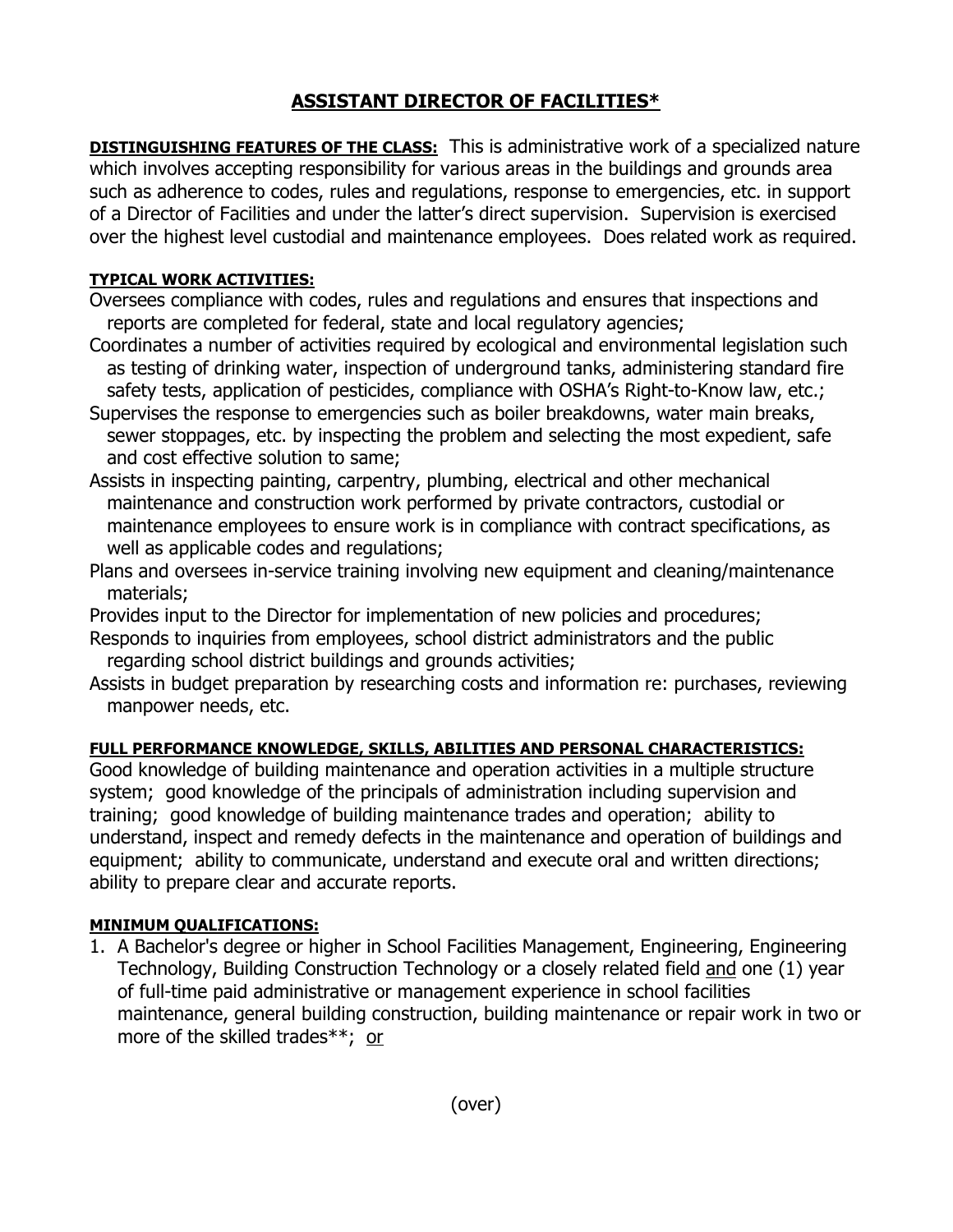# ASSISTANT DIRECTOR OF FACILITIES*

**DISTINGUISHING FEATURES OF THE CLASS:** This is administrative work of a specialized nature which involves accepting responsibility for various areas in the buildings and grounds area such as adherence to codes, rules and regulations, response to emergencies, etc. in support of a Director of Facilities and under the latter's direct supervision. Supervision is exercised over the highest level custodial and maintenance employees. Does related work as required.

**TYPICAL WORK ACTIVITIES:**

Oversees compliance with codes, rules and regulations and ensures that inspections and reports are completed for federal, state and local regulatory agencies;

Coordinates a number of activities required by ecological and environmental legislation such as testing of drinking water, inspection of underground tanks, administering standard fire safety tests, application of pesticides, compliance with OSHA's Right-to-Know law, etc.;

Supervises the response to emergencies such as boiler breakdowns, water main breaks, sewer stoppages, etc. by inspecting the problem and selecting the most expedient, safe and cost effective solution to same;

Assists in inspecting painting, carpentry, plumbing, electrical and other mechanical maintenance and construction work performed by private contractors, custodial or maintenance employees to ensure work is in compliance with contract specifications, as well as applicable codes and regulations;

Plans and oversees in-service training involving new equipment and cleaning/maintenance materials;

Provides input to the Director for implementation of new policies and procedures;

Responds to inquiries from employees, school district administrators and the public regarding school district buildings and grounds activities;

Assists in budget preparation by researching costs and information re: purchases, reviewing manpower needs, etc.

**FULL PERFORMANCE KNOWLEDGE, SKILLS, ABILITIES AND PERSONAL CHARACTERISTICS:**

Good knowledge of building maintenance and operation activities in a multiple structure system; good knowledge of the principals of administration including supervision and training; good knowledge of building maintenance trades and operation; ability to understand, inspect and remedy defects in the maintenance and operation of buildings and equipment; ability to communicate, understand and execute oral and written directions; ability to prepare clear and accurate reports.

**MINIMUM QUALIFICATIONS:**

1. A Bachelor's degree or higher in School Facilities Management, Engineering, Engineering Technology, Building Construction Technology or a closely related field <u>and</u> one (1) year of full-time paid administrative or management experience in school facilities maintenance, general building construction, building maintenance or repair work in two or more of the skilled trades**; <u>or</u>

(over)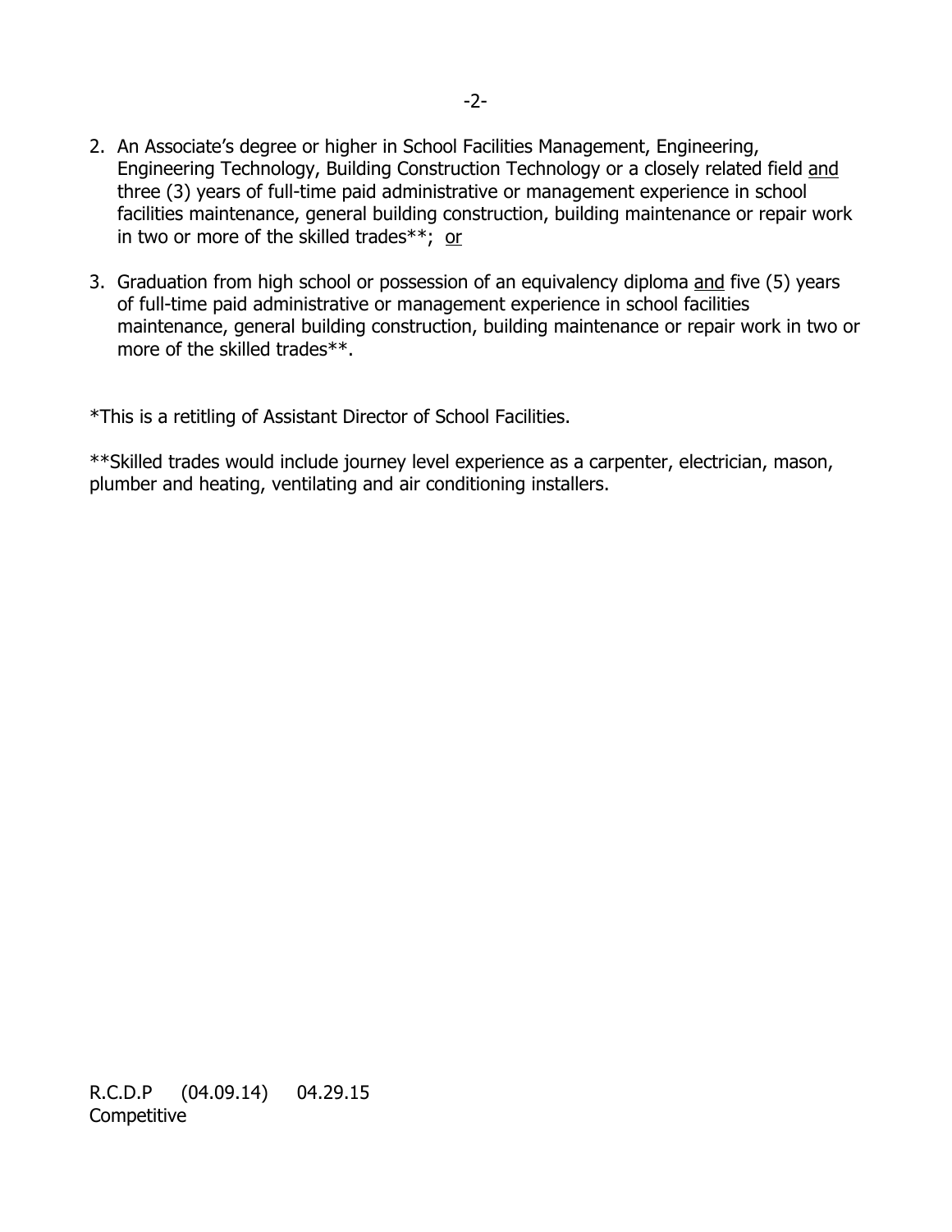2. An Associate's degree or higher in School Facilities Management, Engineering, Engineering Technology, Building Construction Technology or a closely related field <u>and</u> three (3) years of full-time paid administrative or management experience in school facilities maintenance, general building construction, building maintenance or repair work in two or more of the skilled trades**; <u>or</u>

3. Graduation from high school or possession of an equivalency diploma <u>and</u> five (5) years of full-time paid administrative or management experience in school facilities maintenance, general building construction, building maintenance or repair work in two or more of the skilled trades**.

*This is a retitling of Assistant Director of School Facilities.

**Skilled trades would include journey level experience as a carpenter, electrician, mason, plumber and heating, ventilating and air conditioning installers.

R.C.D.P (04.09.14) 04.29.15
Competitive